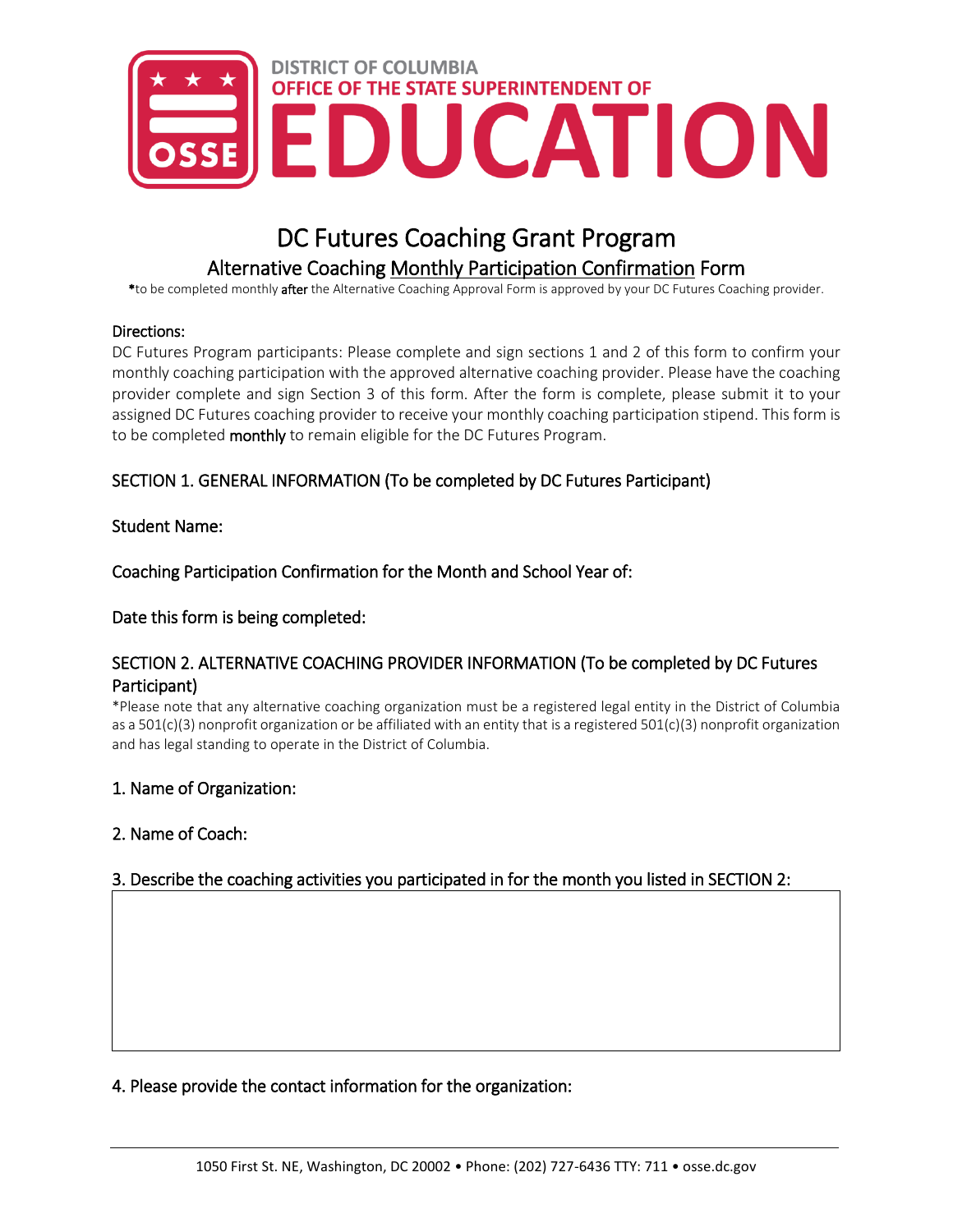DISTRICT OF COLUMBIA
OFFICE OF THE STATE SUPERINTENDENT OF
EDUCATION

# DC Futures Coaching Grant Program

## Alternative Coaching Monthly Participation Confirmation Form

*to be completed monthly **after** the Alternative Coaching Approval Form is approved by your DC Futures Coaching provider.

**Directions:**

DC Futures Program participants: Please complete and sign sections 1 and 2 of this form to confirm your monthly coaching participation with the approved alternative coaching provider. Please have the coaching provider complete and sign Section 3 of this form. After the form is complete, please submit it to your assigned DC Futures coaching provider to receive your monthly coaching participation stipend. This form is to be completed **monthly** to remain eligible for the DC Futures Program.

### SECTION 1. GENERAL INFORMATION (To be completed by DC Futures Participant)

Student Name:

Coaching Participation Confirmation for the Month and School Year of:

Date this form is being completed:

### SECTION 2. ALTERNATIVE COACHING PROVIDER INFORMATION (To be completed by DC Futures Participant)

*Please note that any alternative coaching organization must be a registered legal entity in the District of Columbia as a 501(c)(3) nonprofit organization or be affiliated with an entity that is a registered 501(c)(3) nonprofit organization and has legal standing to operate in the District of Columbia.

1. Name of Organization:

2. Name of Coach:

3. Describe the coaching activities you participated in for the month you listed in SECTION 2:

4. Please provide the contact information for the organization: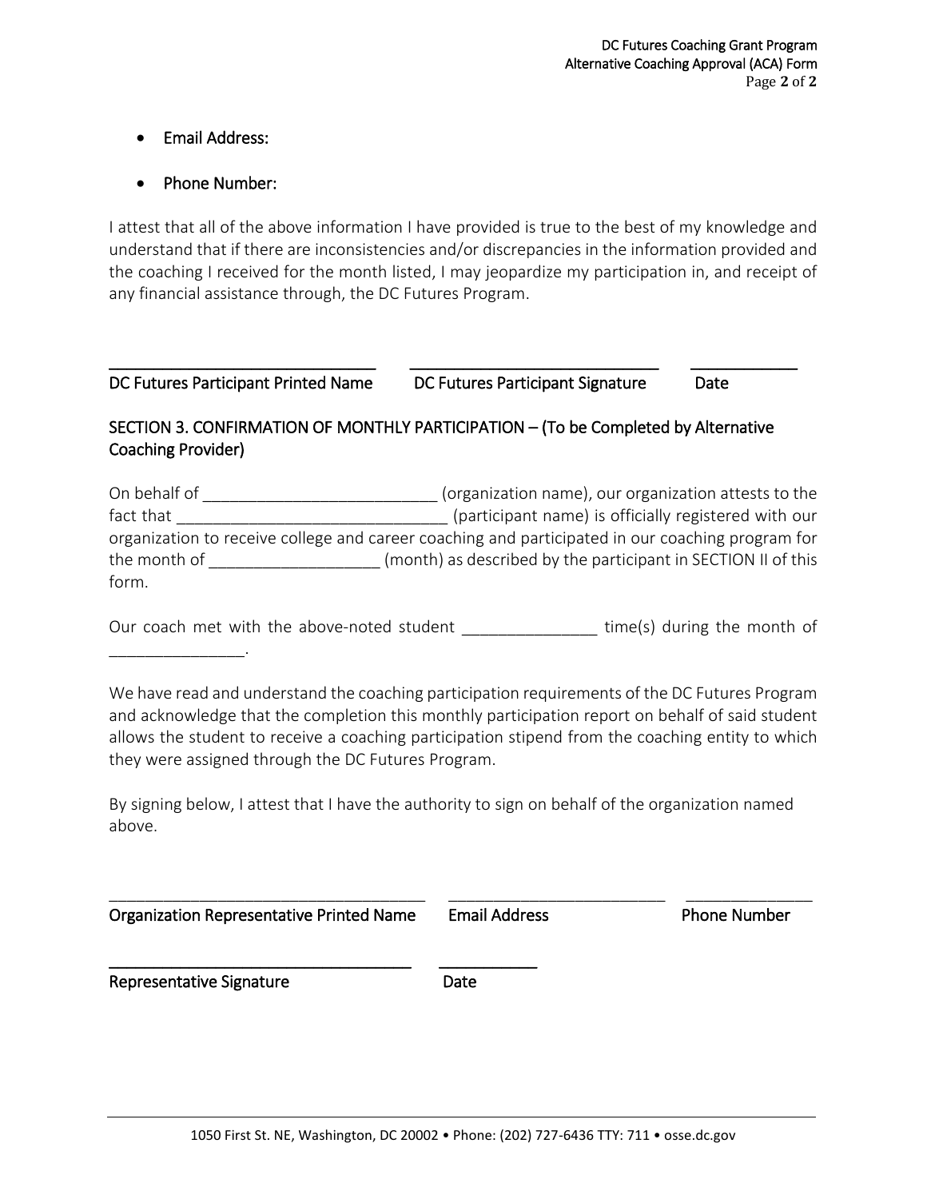- Email Address:
- Phone Number:

I attest that all of the above information I have provided is true to the best of my knowledge and understand that if there are inconsistencies and/or discrepancies in the information provided and the coaching I received for the month listed, I may jeopardize my participation in, and receipt of any financial assistance through, the DC Futures Program.

| | | |
|---|---|---|
| ______________________________ | ____________________________ | ____________ |
| DC Futures Participant Printed Name | DC Futures Participant Signature | Date |

## SECTION 3. CONFIRMATION OF MONTHLY PARTICIPATION – (To be Completed by Alternative Coaching Provider)

On behalf of __________________________ (organization name), our organization attests to the fact that ______________________________ (participant name) is officially registered with our organization to receive college and career coaching and participated in our coaching program for the month of __________________ (month) as described by the participant in SECTION II of this form.

Our coach met with the above-noted student ______________ time(s) during the month of ______________.

We have read and understand the coaching participation requirements of the DC Futures Program and acknowledge that the completion this monthly participation report on behalf of said student allows the student to receive a coaching participation stipend from the coaching entity to which they were assigned through the DC Futures Program.

By signing below, I attest that I have the authority to sign on behalf of the organization named above.

| | | |
|---|---|---|
| __________________________________ | ________________________ | ______________ |
| Organization Representative Printed Name | Email Address | Phone Number |

| | |
|---|---|
| __________________________________ | ___________ |
| Representative Signature | Date |

1050 First St. NE, Washington, DC 20002 • Phone: (202) 727-6436 TTY: 711 • osse.dc.gov